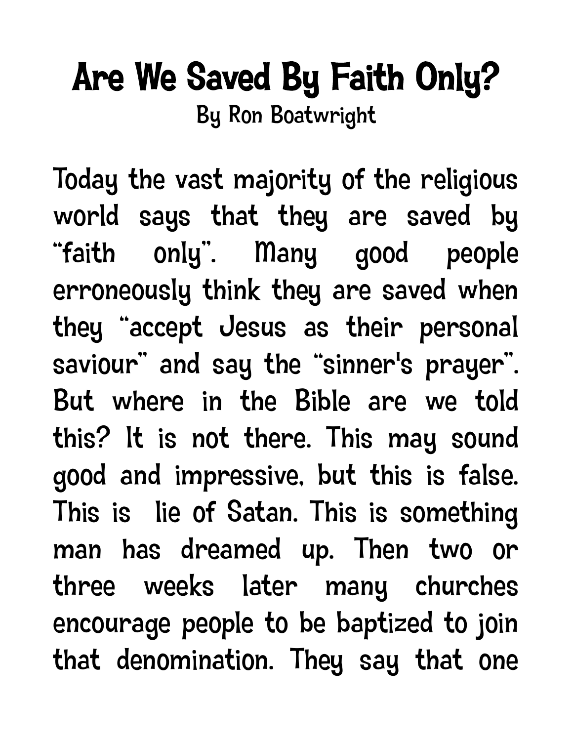# Are We Saved By Faith Only?

By Ron Boatwright

Today the vast majority of the religious world says that they are saved by "faith only". Many good people erroneously think they are saved when they "accept Jesus as their personal saviour" and say the "sinner's prayer". But where in the Bible are we told this? It is not there. This may sound good and impressive, but this is false. This is lie of Satan. This is something man has dreamed up. Then two or three weeks later many churches encourage people to be baptized to join that denomination. They say that one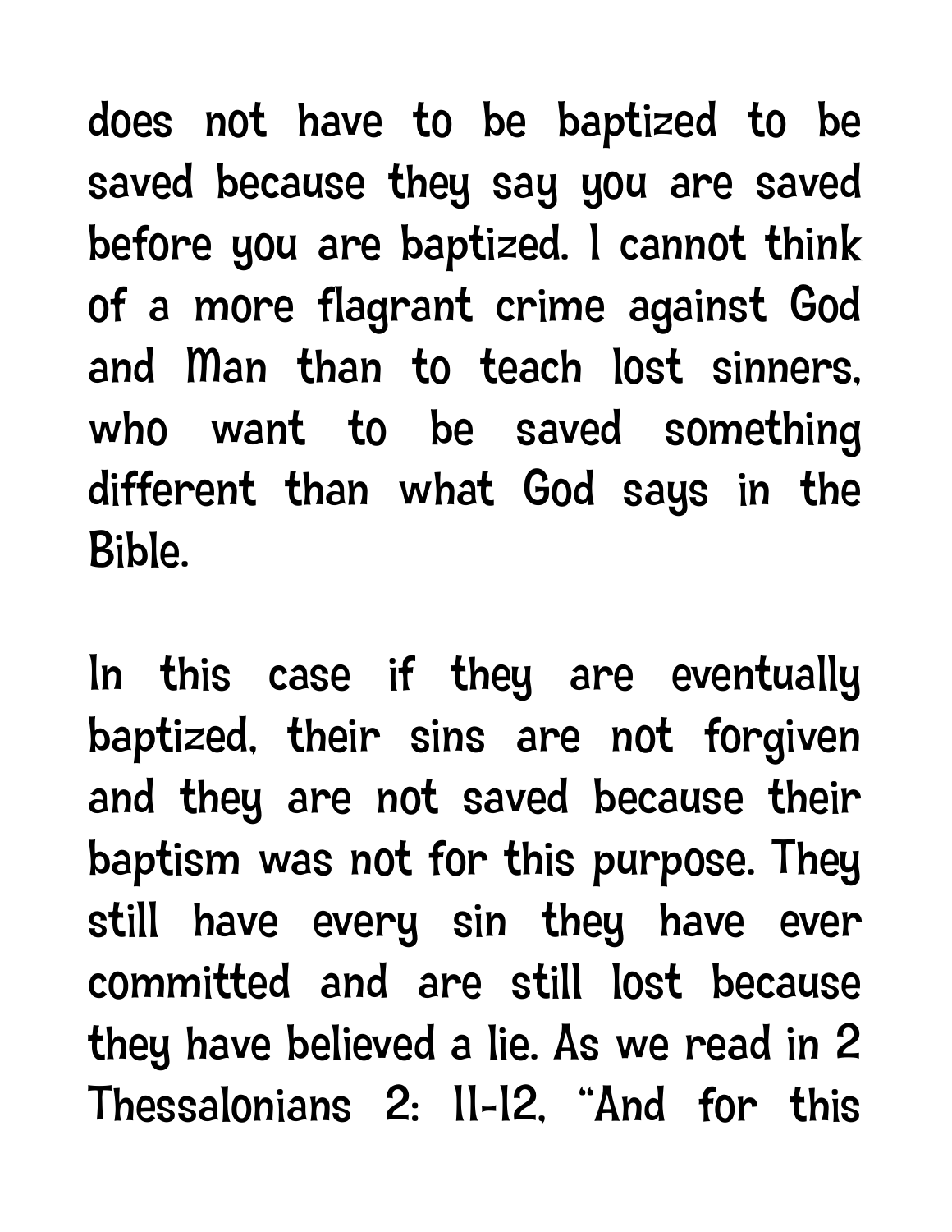does not have to be baptized to be saved because they say you are saved before you are baptized. I cannot think of a more flagrant crime against God and Man than to teach lost sinners, who want to be saved something different than what God says in the Bible.

In this case if they are eventually baptized, their sins are not forgiven and they are not saved because their baptism was not for this purpose. They still have every sin they have ever committed and are still lost because they have believed a lie. As we read in 2 Thessalonians 2: 11-12, "And for this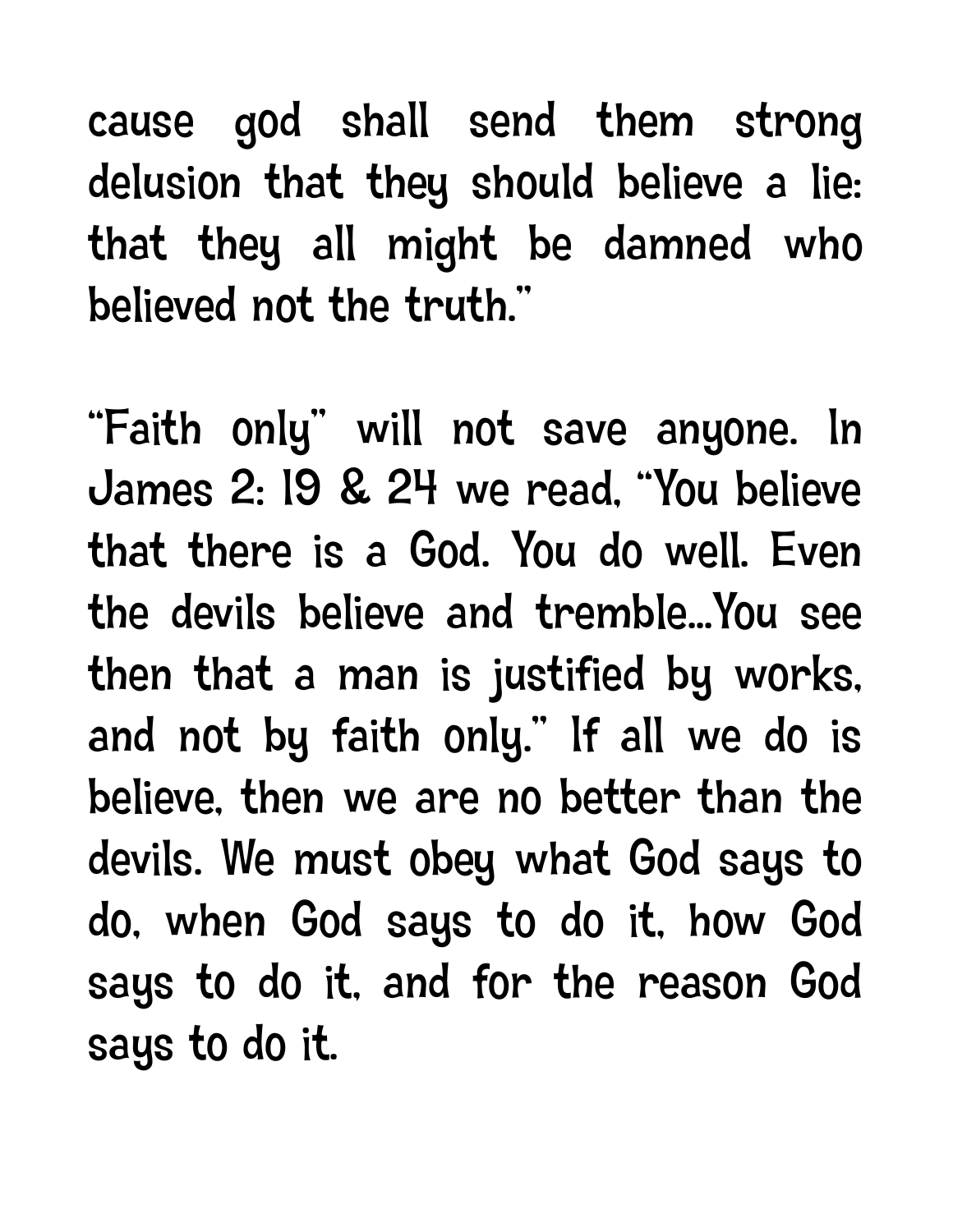cause god shall send them strong delusion that they should believe a lie: that they all might be damned who believed not the truth."

"Faith only" will not save anyone. In James 2: 19 & 24 we read, "You believe that there is a God. You do well. Even the devils believe and tremble...You see then that a man is justified by works, and not by faith only." If all we do is believe, then we are no better than the devils. We must obey what God says to do, when God says to do it, how God says to do it, and for the reason God says to do it.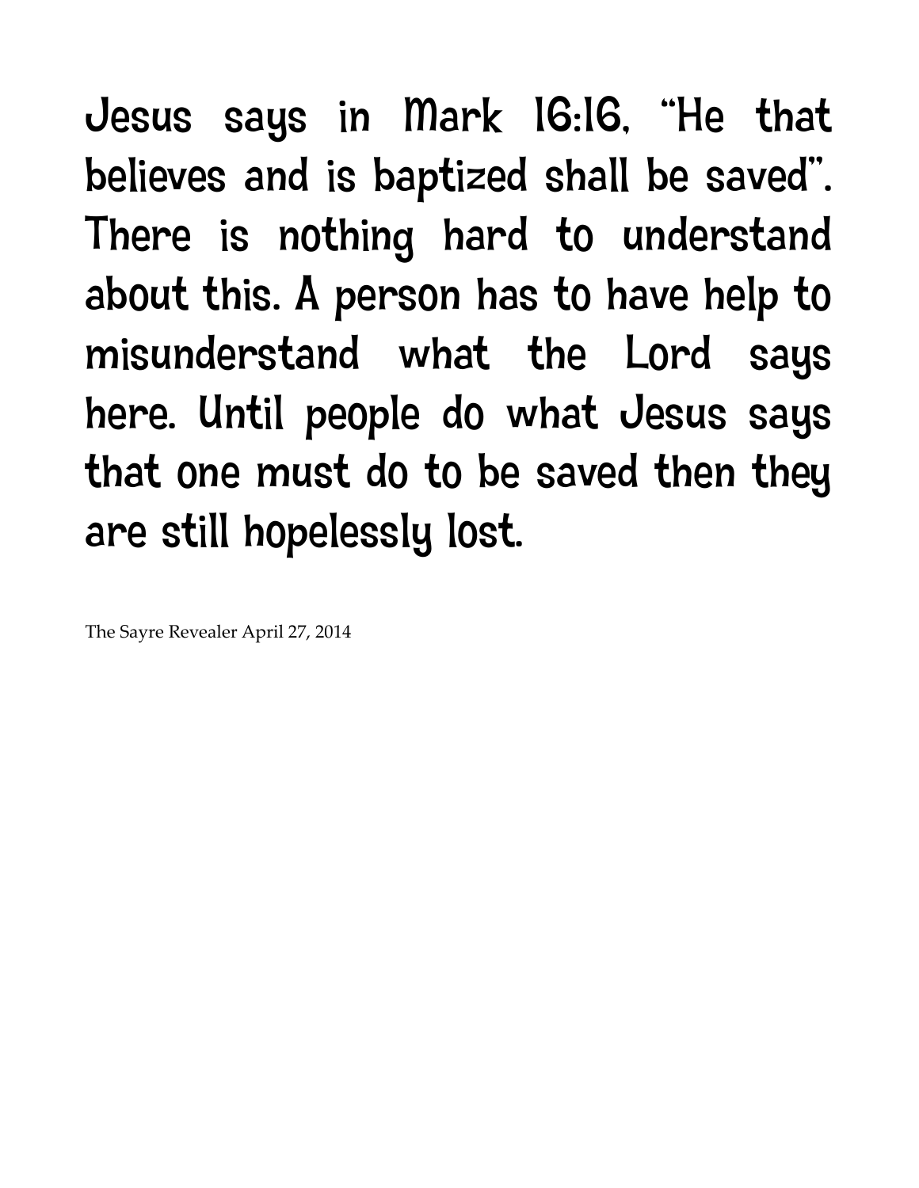Jesus says in Mark 16:16, "He that believes and is baptized shall be saved". There is nothing hard to understand about this. A person has to have help to misunderstand what the Lord says here. Until people do what Jesus says that one must do to be saved then they are still hopelessly lost.

The Sayre Revealer April 27, 2014